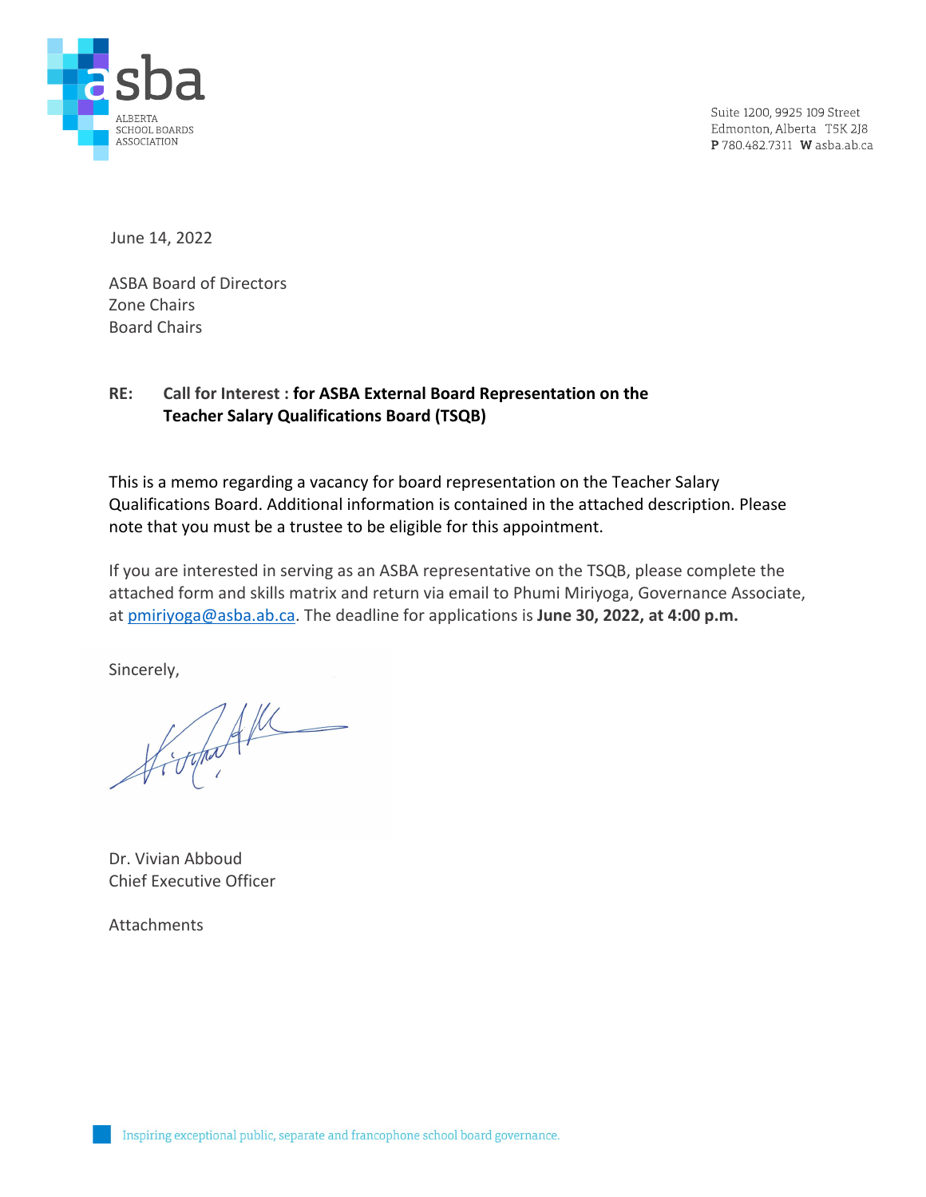ALBERTA SCHOOL BOARDS ASSOCIATION

Suite 1200, 9925 109 Street
Edmonton, Alberta T5K 2J8
**P** 780.482.7311 **W** asba.ab.ca

June 14, 2022

ASBA Board of Directors
Zone Chairs
Board Chairs

**RE: Call for Interest : for ASBA External Board Representation on the Teacher Salary Qualifications Board (TSQB)**

This is a memo regarding a vacancy for board representation on the Teacher Salary Qualifications Board. Additional information is contained in the attached description. Please note that you must be a trustee to be eligible for this appointment.

If you are interested in serving as an ASBA representative on the TSQB, please complete the attached form and skills matrix and return via email to Phumi Miriyoga, Governance Associate, at pmiriyoga@asba.ab.ca. The deadline for applications is **June 30, 2022, at 4:00 p.m.**

Sincerely,

Dr. Vivian Abboud
Chief Executive Officer

Attachments

Inspiring exceptional public, separate and francophone school board governance.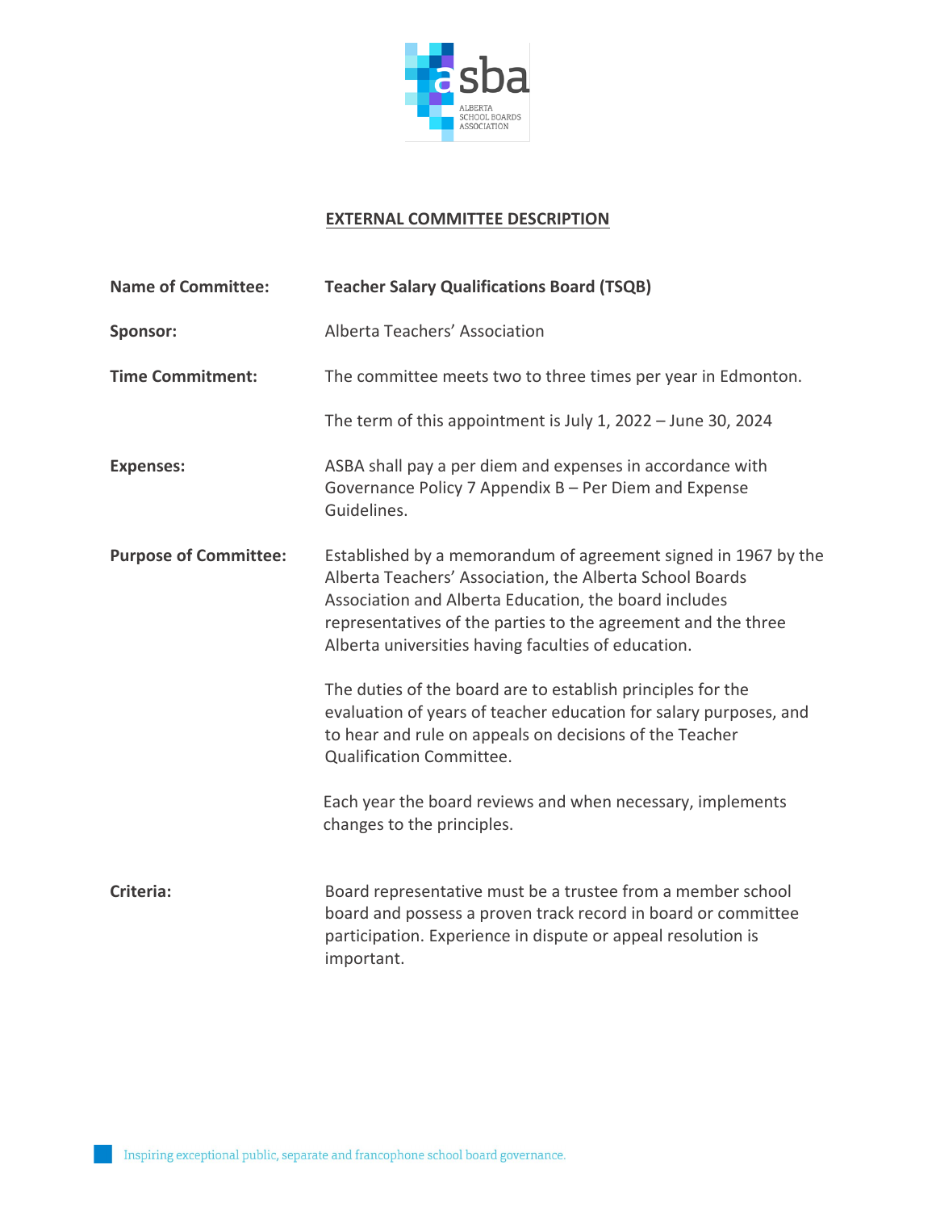## EXTERNAL COMMITTEE DESCRIPTION

**Name of Committee:** **Teacher Salary Qualifications Board (TSQB)**

**Sponsor:** Alberta Teachers' Association

**Time Commitment:** The committee meets two to three times per year in Edmonton.

The term of this appointment is July 1, 2022 – June 30, 2024

**Expenses:** ASBA shall pay a per diem and expenses in accordance with Governance Policy 7 Appendix B – Per Diem and Expense Guidelines.

**Purpose of Committee:** Established by a memorandum of agreement signed in 1967 by the Alberta Teachers' Association, the Alberta School Boards Association and Alberta Education, the board includes representatives of the parties to the agreement and the three Alberta universities having faculties of education.

The duties of the board are to establish principles for the evaluation of years of teacher education for salary purposes, and to hear and rule on appeals on decisions of the Teacher Qualification Committee.

Each year the board reviews and when necessary, implements changes to the principles.

**Criteria:** Board representative must be a trustee from a member school board and possess a proven track record in board or committee participation. Experience in dispute or appeal resolution is important.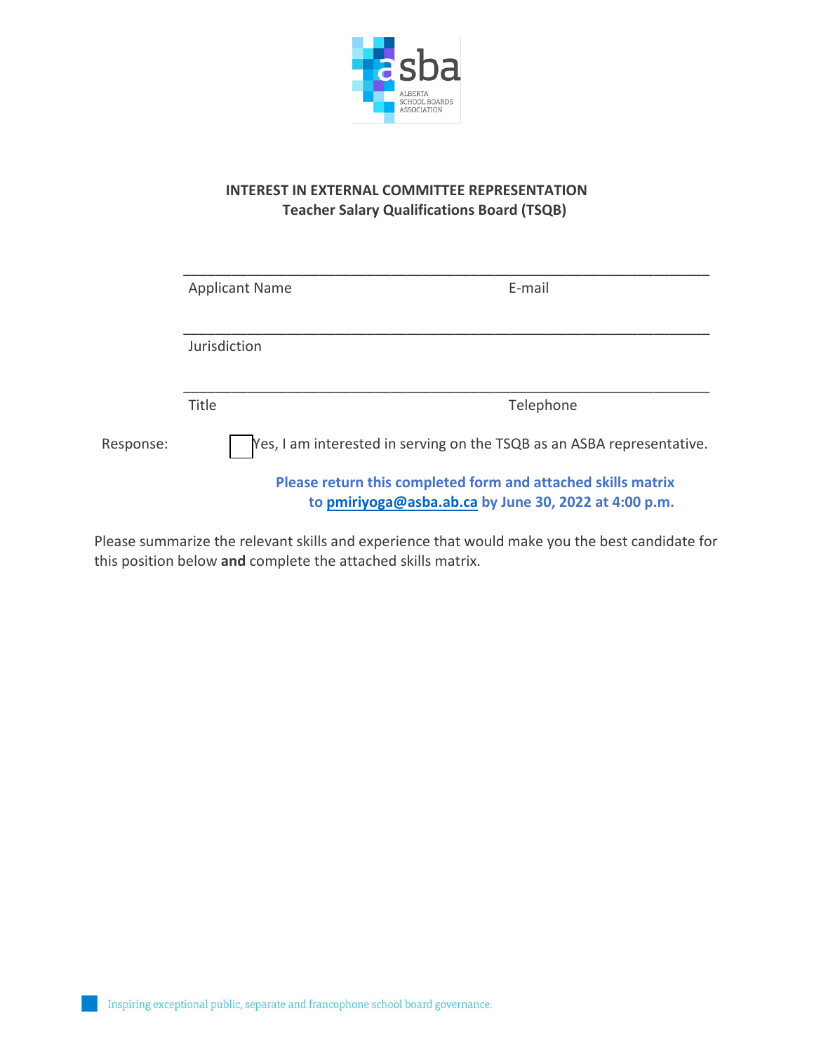**INTEREST IN EXTERNAL COMMITTEE REPRESENTATION**
**Teacher Salary Qualifications Board (TSQB)**

_______________________________________________________________

Applicant Name E-mail

_______________________________________________________________

Jurisdiction

_______________________________________________________________

Title Telephone

Response: ☐ Yes, I am interested in serving on the TSQB as an ASBA representative.

**Please return this completed form and attached skills matrix to pmiriyoga@asba.ab.ca by June 30, 2022 at 4:00 p.m.**

Please summarize the relevant skills and experience that would make you the best candidate for this position below **and** complete the attached skills matrix.